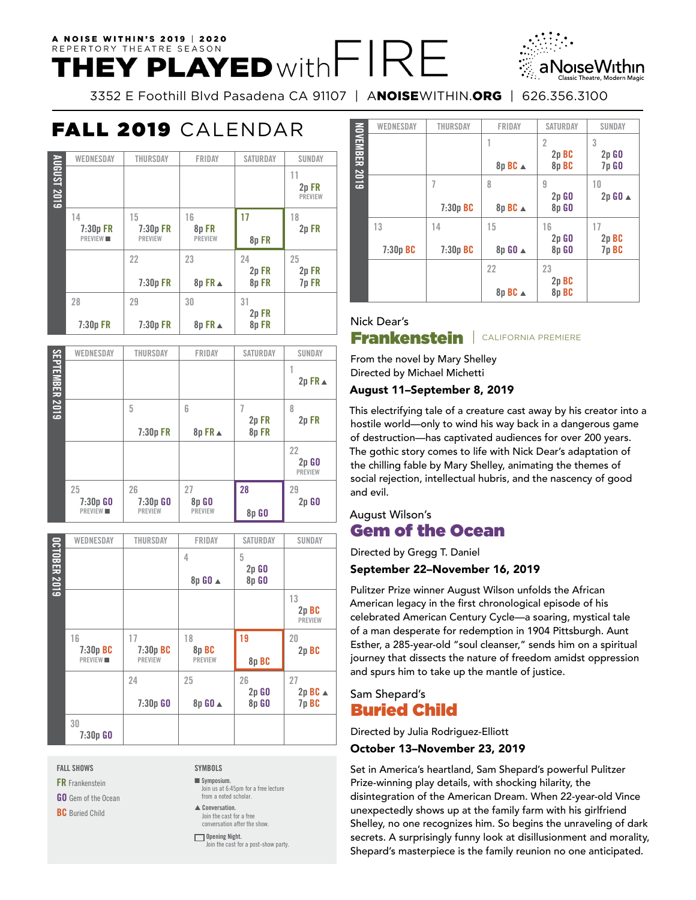A NOISE WITHIN'S 2019 | 2020 REPERTORY THEATRE SEASON

# THEY PLAYED with FIRE

aNoiseWithin — Classic Theatre, Modern Magic

3352 E Foothill Blvd Pasadena CA 91107 | ANOISEWITHIN.ORG | 626.356.3100

## FALL 2019 CALENDAR

### AUGUST 2019

| WEDNESDAY | THURSDAY | FRIDAY | SATURDAY | SUNDAY |
|---|---|---|---|---|
| | | | | 11 2p FR PREVIEW |
| 14 7:30p FR PREVIEW ■ | 15 7:30p FR PREVIEW | 16 8p FR PREVIEW | 17 8p FR | 18 2p FR |
| | 22 7:30p FR | 23 8p FR ▲ | 24 2p FR 8p FR | 25 2p FR 7p FR |
| 28 7:30p FR | 29 7:30p FR | 30 8p FR ▲ | 31 2p FR 8p FR | |

### SEPTEMBER 2019

| WEDNESDAY | THURSDAY | FRIDAY | SATURDAY | SUNDAY |
|---|---|---|---|---|
| | | | | 1 2p FR ▲ |
| | 5 7:30p FR | 6 8p FR ▲ | 7 2p FR 8p FR | 8 2p FR |
| | | | | 22 2p GO PREVIEW |
| 25 7:30p GO PREVIEW ■ | 26 7:30p GO PREVIEW | 27 8p GO PREVIEW | 28 8p GO | 29 2p GO |

### OCTOBER 2019

| WEDNESDAY | THURSDAY | FRIDAY | SATURDAY | SUNDAY |
|---|---|---|---|---|
| | | 4 8p GO ▲ | 5 2p GO 8p GO | |
| | | | | 13 2p BC PREVIEW |
| 16 7:30p BC PREVIEW ■ | 17 7:30p BC PREVIEW | 18 8p BC PREVIEW | 19 8p BC | 20 2p BC |
| | 24 7:30p GO | 25 8p GO ▲ | 26 2p GO 8p GO | 27 2p BC ▲ 7p BC |
| 30 7:30p GO | | | | |

### NOVEMBER 2019

| WEDNESDAY | THURSDAY | FRIDAY | SATURDAY | SUNDAY |
|---|---|---|---|---|
| | | 1 8p BC ▲ | 2 2p BC 8p BC | 3 2p GO 7p GO |
| | 7 7:30p BC | 8 8p BC ▲ | 9 2p GO 8p GO | 10 2p GO ▲ |
| 13 7:30p BC | 14 7:30p BC | 15 8p GO ▲ | 16 2p GO 8p GO | 17 2p BC 7p BC |
| | | 22 8p BC ▲ | 23 2p BC 8p BC | |

**FALL SHOWS**

- **FR** Frankenstein
- **GO** Gem of the Ocean
- **BC** Buried Child

**SYMBOLS**

- ■ **Symposium.** Join us at 6:45pm for a free lecture from a noted scholar.
- ▲ **Conversation.** Join the cast for a free conversation after the show.
- ☐ **Opening Night.** Join the cast for a post-show party.

Nick Dear's

## Frankenstein | CALIFORNIA PREMIERE

From the novel by Mary Shelley
Directed by Michael Michetti

**August 11–September 8, 2019**

This electrifying tale of a creature cast away by his creator into a hostile world—only to wind his way back in a dangerous game of destruction—has captivated audiences for over 200 years. The gothic story comes to life with Nick Dear's adaptation of the chilling fable by Mary Shelley, animating the themes of social rejection, intellectual hubris, and the nascency of good and evil.

August Wilson's

## Gem of the Ocean

Directed by Gregg T. Daniel

**September 22–November 16, 2019**

Pulitzer Prize winner August Wilson unfolds the African American legacy in the first chronological episode of his celebrated American Century Cycle—a soaring, mystical tale of a man desperate for redemption in 1904 Pittsburgh. Aunt Esther, a 285-year-old "soul cleanser," sends him on a spiritual journey that dissects the nature of freedom amidst oppression and spurs him to take up the mantle of justice.

Sam Shepard's

## Buried Child

Directed by Julia Rodriguez-Elliott

**October 13–November 23, 2019**

Set in America's heartland, Sam Shepard's powerful Pulitzer Prize-winning play details, with shocking hilarity, the disintegration of the American Dream. When 22-year-old Vince unexpectedly shows up at the family farm with his girlfriend Shelley, no one recognizes him. So begins the unraveling of dark secrets. A surprisingly funny look at disillusionment and morality, Shepard's masterpiece is the family reunion no one anticipated.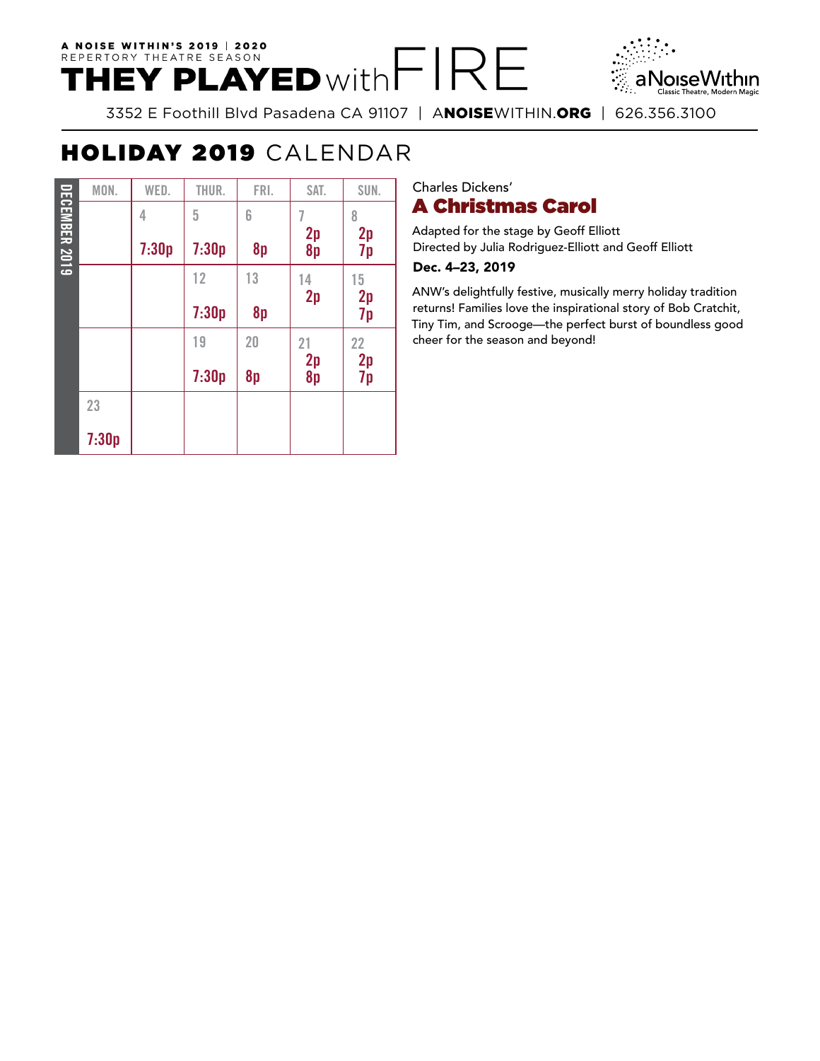A NOISE WITHIN'S 2019 | 2020
REPERTORY THEATRE SEASON

# THEY PLAYED with FIRE

aNoiseWithin
Classic Theatre, Modern Magic

3352 E Foothill Blvd Pasadena CA 91107 | ANOISEWITHIN.ORG | 626.356.3100

## HOLIDAY 2019 CALENDAR

**DECEMBER 2019**

| MON. | WED. | THUR. | FRI. | SAT. | SUN. |
|---|---|---|---|---|---|
| | 4<br>7:30p | 5<br>7:30p | 6<br>8p | 7<br>2p<br>8p | 8<br>2p<br>7p |
| | | 12<br>7:30p | 13<br>8p | 14<br>2p | 15<br>2p<br>7p |
| | | 19<br>7:30p | 20<br>8p | 21<br>2p<br>8p | 22<br>2p<br>7p |
| 23<br>7:30p | | | | | |

Charles Dickens'

### A Christmas Carol

Adapted for the stage by Geoff Elliott
Directed by Julia Rodriguez-Elliott and Geoff Elliott

**Dec. 4–23, 2019**

ANW's delightfully festive, musically merry holiday tradition returns! Families love the inspirational story of Bob Cratchit, Tiny Tim, and Scrooge—the perfect burst of boundless good cheer for the season and beyond!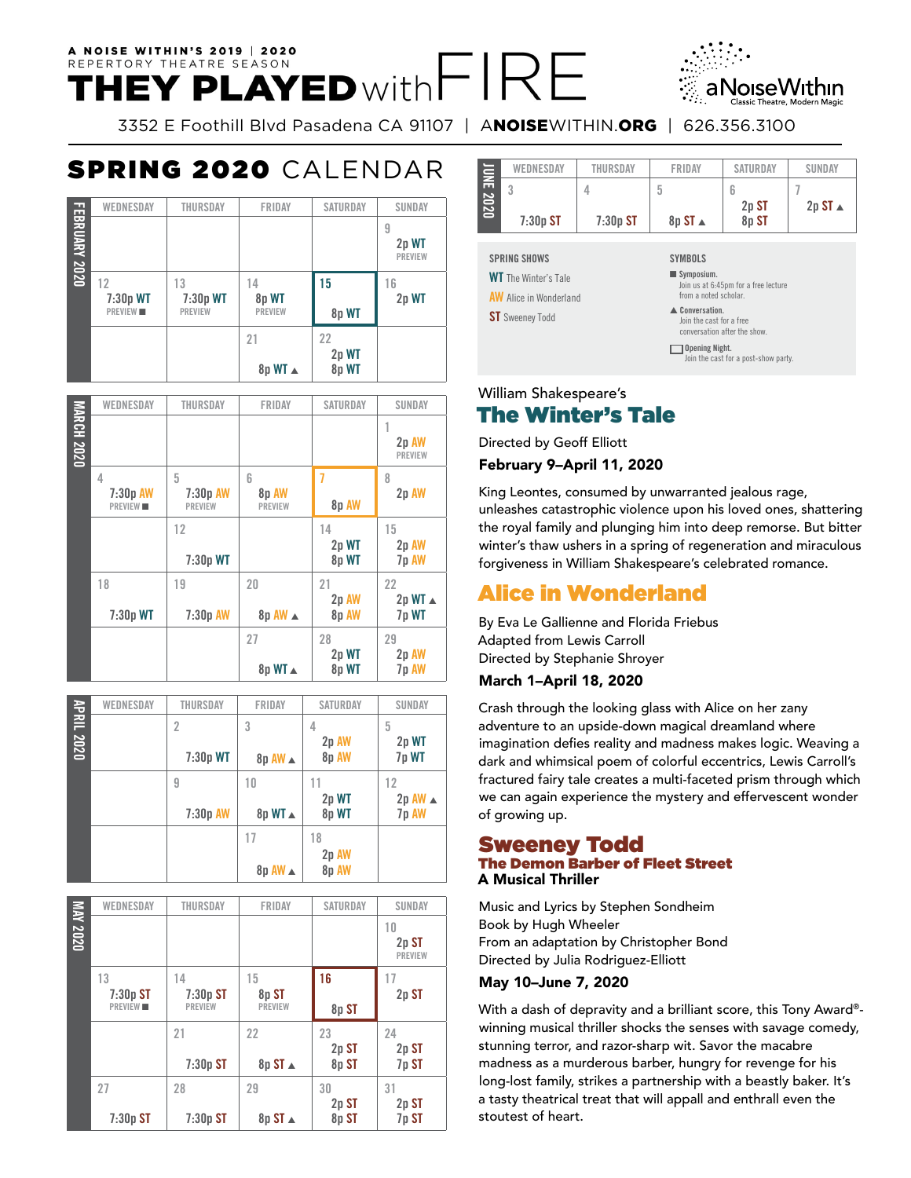A NOISE WITHIN'S 2019 | 2020
REPERTORY THEATRE SEASON

# THEY PLAYED with FIRE

aNoiseWithin — Classic Theatre, Modern Magic

3352 E Foothill Blvd Pasadena CA 91107 | ANOISEWITHIN.ORG | 626.356.3100

## SPRING 2020 CALENDAR

### FEBRUARY 2020

| WEDNESDAY | THURSDAY | FRIDAY | SATURDAY | SUNDAY |
|---|---|---|---|---|
| | | | | 9 2p WT PREVIEW |
| 12 7:30p WT PREVIEW ■ | 13 7:30p WT PREVIEW | 14 8p WT PREVIEW | 15 8p WT | 16 2p WT |
| | | 21 8p WT ▲ | 22 2p WT 8p WT | |

### MARCH 2020

| WEDNESDAY | THURSDAY | FRIDAY | SATURDAY | SUNDAY |
|---|---|---|---|---|
| | | | | 1 2p AW PREVIEW |
| 4 7:30p AW PREVIEW ■ | 5 7:30p AW PREVIEW | 6 8p AW PREVIEW | 7 8p AW | 8 2p AW |
| | 12 7:30p WT | | 14 2p WT 8p WT | 15 2p AW 7p AW |
| 18 7:30p WT | 19 7:30p AW | 20 8p AW ▲ | 21 2p AW 8p AW | 22 2p WT ▲ 7p WT |
| | | 27 8p WT ▲ | 28 2p WT 8p WT | 29 2p AW 7p AW |

### APRIL 2020

| WEDNESDAY | THURSDAY | FRIDAY | SATURDAY | SUNDAY |
|---|---|---|---|---|
| | 2 7:30p WT | 3 8p AW ▲ | 4 2p AW 8p AW | 5 2p WT 7p WT |
| | 9 7:30p AW | 10 8p WT ▲ | 11 2p WT 8p WT | 12 2p AW ▲ 7p AW |
| | | 17 8p AW ▲ | 18 2p AW 8p AW | |

### MAY 2020

| WEDNESDAY | THURSDAY | FRIDAY | SATURDAY | SUNDAY |
|---|---|---|---|---|
| | | | | 10 2p ST PREVIEW |
| 13 7:30p ST PREVIEW ■ | 14 7:30p ST PREVIEW | 15 8p ST PREVIEW | 16 8p ST | 17 2p ST |
| | 21 7:30p ST | 22 8p ST ▲ | 23 2p ST 8p ST | 24 2p ST 7p ST |
| 27 7:30p ST | 28 7:30p ST | 29 8p ST ▲ | 30 2p ST 8p ST | 31 2p ST 7p ST |

### JUNE 2020

| WEDNESDAY | THURSDAY | FRIDAY | SATURDAY | SUNDAY |
|---|---|---|---|---|
| 3 7:30p ST | 4 7:30p ST | 5 8p ST ▲ | 6 2p ST 8p ST | 7 2p ST ▲ |

**SPRING SHOWS**

- **WT** The Winter's Tale
- **AW** Alice in Wonderland
- **ST** Sweeney Todd

**SYMBOLS**

- ■ **Symposium.** Join us at 6:45pm for a free lecture from a noted scholar.
- ▲ **Conversation.** Join the cast for a free conversation after the show.
- ☐ **Opening Night.** Join the cast for a post-show party.

William Shakespeare's

## The Winter's Tale

Directed by Geoff Elliott

**February 9–April 11, 2020**

King Leontes, consumed by unwarranted jealous rage, unleashes catastrophic violence upon his loved ones, shattering the royal family and plunging him into deep remorse. But bitter winter's thaw ushers in a spring of regeneration and miraculous forgiveness in William Shakespeare's celebrated romance.

## Alice in Wonderland

By Eva Le Gallienne and Florida Friebus
Adapted from Lewis Carroll
Directed by Stephanie Shroyer

**March 1–April 18, 2020**

Crash through the looking glass with Alice on her zany adventure to an upside-down magical dreamland where imagination defies reality and madness makes logic. Weaving a dark and whimsical poem of colorful eccentrics, Lewis Carroll's fractured fairy tale creates a multi-faceted prism through which we can again experience the mystery and effervescent wonder of growing up.

## Sweeney Todd

### The Demon Barber of Fleet Street

**A Musical Thriller**

Music and Lyrics by Stephen Sondheim
Book by Hugh Wheeler
From an adaptation by Christopher Bond
Directed by Julia Rodriguez-Elliott

**May 10–June 7, 2020**

With a dash of depravity and a brilliant score, this Tony Award®-winning musical thriller shocks the senses with savage comedy, stunning terror, and razor-sharp wit. Savor the macabre madness as a murderous barber, hungry for revenge for his long-lost family, strikes a partnership with a beastly baker. It's a tasty theatrical treat that will appall and enthrall even the stoutest of heart.